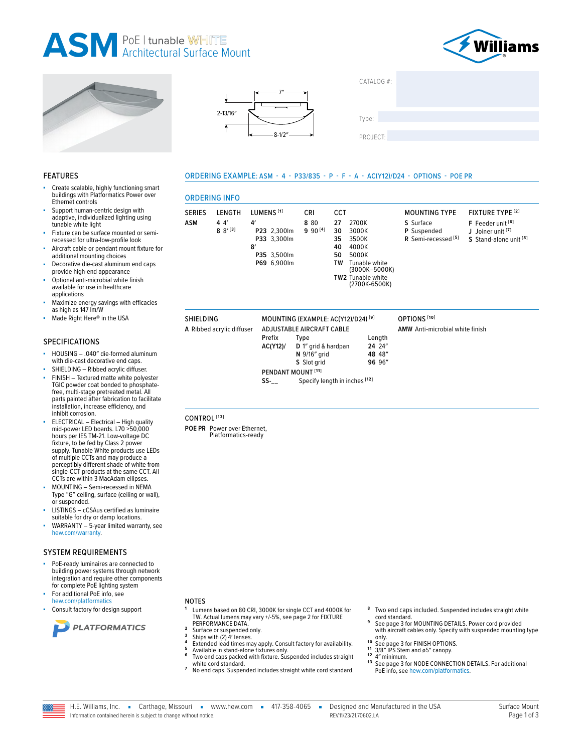# ASM PoE | tunable WHITE Architectural Surface Mount

Williams

7″

2-13/16″

8-1/2″

CATALOG #:

Type:

PROJECT:

## FEATURES

- Create scalable, highly functioning smart buildings with Platformatics Power over Ethernet controls
- Support human-centric design with adaptive, individualized lighting using tunable white light
- Fixture can be surface mounted or semi-recessed for ultra-low-profile look
- Aircraft cable or pendant mount fixture for additional mounting choices
- Decorative die-cast aluminum end caps provide high-end appearance
- Optional anti-microbial white finish available for use in healthcare applications
- Maximize energy savings with efficacies as high as 147 lm/W
- Made Right Here® in the USA

## SPECIFICATIONS

- HOUSING – .040″ die-formed aluminum with die-cast decorative end caps.
- SHIELDING – Ribbed acrylic diffuser.
- FINISH – Textured matte white polyester TGIC powder coat bonded to phosphate-free, multi-stage pretreated metal. All parts painted after fabrication to facilitate installation, increase efficiency, and inhibit corrosion.
- ELECTRICAL – Electrical – High quality mid-power LED boards. L70 >50,000 hours per IES TM-21. Low-voltage DC fixture, to be fed by Class 2 power supply. Tunable White products use LEDs of multiple CCTs and may produce a perceptibly different shade of white from single-CCT products at the same CCT. All CCTs are within 3 MacAdam ellipses.
- MOUNTING – Semi-recessed in NEMA Type "G" ceiling, surface (ceiling or wall), or suspended.
- LISTINGS – cCSAus certified as luminaire suitable for dry or damp locations.
- WARRANTY – 5-year limited warranty, see hew.com/warranty.

## SYSTEM REQUIREMENTS

- PoE-ready luminaires are connected to building power systems through network integration and require other components for complete PoE lighting system
- For additional PoE info, see hew.com/platformatics
- Consult factory for design support

PLATFORMATICS

## ORDERING EXAMPLE: ASM - 4 - P33/835 - P - F - A - AC(Y12)/D24 - OPTIONS - POE PR

## ORDERING INFO

| SERIES | LENGTH | LUMENS [1] | CRI | CCT | MOUNTING TYPE | FIXTURE TYPE [2] |
|---|---|---|---|---|---|---|
| **ASM** | **4** 4′ | **4′** | **8** 80 | **27** 2700K | **S** Surface | **F** Feeder unit [6] |
| | **8** 8′ [3] | **P23** 2,300lm | **9** 90 [4] | **30** 3000K | **P** Suspended | **J** Joiner unit [7] |
| | | **P33** 3,300lm | | **35** 3500K | **R** Semi-recessed [5] | **S** Stand-alone unit [8] |
| | | **8′** | | **40** 4000K | | |
| | | **P35** 3,500lm | | **50** 5000K | | |
| | | **P69** 6,900lm | | **TW** Tunable white (3000K–5000K) | | |
| | | | | **TW2** Tunable white (2700K-6500K) | | |

**SHIELDING**

**A** Ribbed acrylic diffuser

**MOUNTING (EXAMPLE: AC(Y12)/D24) [9]**

ADJUSTABLE AIRCRAFT CABLE

| Prefix | Type | Length |
|---|---|---|
| **AC(Y12)/** | **D** 1″ grid & hardpan | **24** 24″ |
| | **N** 9/16″ grid | **48** 48″ |
| | **S** Slot grid | **96** 96″ |

PENDANT MOUNT [11]

**SS-__** Specify length in inches [12]

**OPTIONS [10]**

**AMW** Anti-microbial white finish

**CONTROL [13]**

**POE PR** Power over Ethernet, Platformatics-ready

## NOTES

1. Lumens based on 80 CRI, 3000K for single CCT and 4000K for TW. Actual lumens may vary +/-5%, see page 2 for FIXTURE PERFORMANCE DATA.
2. Surface or suspended only.
3. Ships with (2) 4′ lenses.
4. Extended lead times may apply. Consult factory for availability.
5. Available in stand-alone fixtures only.
6. Two end caps packed with fixture. Suspended includes straight white cord standard.
7. No end caps. Suspended includes straight white cord standard.
8. Two end caps included. Suspended includes straight white cord standard.
9. See page 3 for MOUNTING DETAILS. Power cord provided with aircraft cables only. Specify with suspended mounting type only.
10. See page 3 for FINISH OPTIONS.
11. 3/8″ IPS Stem and ø5″ canopy.
12. 4″ minimum.
13. See page 3 for NODE CONNECTION DETAILS. For additional PoE info, see hew.com/platformatics.

H.E. Williams, Inc. ▪ Carthage, Missouri ▪ www.hew.com ▪ 417-358-4065 ▪ Designed and Manufactured in the USA
Information contained herein is subject to change without notice. REV.11/23/21.70602.LA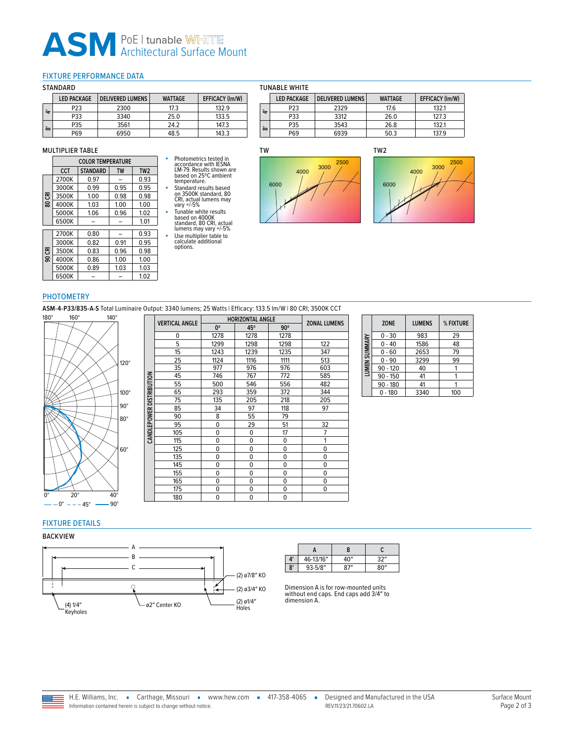# ASM PoE | tunable WHITE Architectural Surface Mount

## FIXTURE PERFORMANCE DATA

### STANDARD

| | LED PACKAGE | DELIVERED LUMENS | WATTAGE | EFFICACY (lm/W) |
|---|---|---|---|---|
| 4' | P23 | 2300 | 17.3 | 132.9 |
| | P33 | 3340 | 25.0 | 133.5 |
| 8' | P35 | 3561 | 24.2 | 147.3 |
| | P69 | 6950 | 48.5 | 143.3 |

### TUNABLE WHITE

| | LED PACKAGE | DELIVERED LUMENS | WATTAGE | EFFICACY (lm/W) |
|---|---|---|---|---|
| 4' | P23 | 2329 | 17.6 | 132.1 |
| | P33 | 3312 | 26.0 | 127.3 |
| 8' | P35 | 3543 | 26.8 | 132.1 |
| | P69 | 6939 | 50.3 | 137.9 |

### MULTIPLIER TABLE

| | COLOR TEMPERATURE | | | |
|---|---|---|---|---|
| | CCT | STANDARD | TW | TW2 |
| 80 CRI | 2700K | 0.97 | – | 0.93 |
| | 3000K | 0.99 | 0.95 | 0.95 |
| | 3500K | 1.00 | 0.98 | 0.98 |
| | 4000K | 1.03 | 1.00 | 1.00 |
| | 5000K | 1.06 | 0.96 | 1.02 |
| | 6500K | – | – | 1.01 |
| 90 CRI | 2700K | 0.80 | – | 0.93 |
| | 3000K | 0.82 | 0.91 | 0.95 |
| | 3500K | 0.83 | 0.96 | 0.98 |
| | 4000K | 0.86 | 1.00 | 1.00 |
| | 5000K | 0.89 | 1.03 | 1.03 |
| | 6500K | – | – | 1.02 |

- Photometrics tested in accordance with IESNA LM-79. Results shown are based on 25°C ambient temperature.
- Standard results based on 3500K standard, 80 CRI, actual lumens may vary +/-5%
- Tunable white results based on 4000K standard, 80 CRI, actual lumens may vary +/-5%
- Use multiplier table to calculate additional options.

TW

TW2

## PHOTOMETRY

**ASM-4-P33/835-A-S** Total Luminaire Output: 3340 lumens; 25 Watts | Efficacy: 133.5 lm/W | 80 CRI; 3500K CCT

— 0° - - - 45° —— 90°

**CANDLEPOWER DISTRIBUTION**

| VERTICAL ANGLE | HORIZONTAL ANGLE | | | ZONAL LUMENS |
|---|---|---|---|---|
| | 0° | 45° | 90° | |
| 0 | 1278 | 1278 | 1278 | |
| 5 | 1299 | 1298 | 1298 | 122 |
| 15 | 1243 | 1239 | 1235 | 347 |
| 25 | 1124 | 1116 | 1111 | 513 |
| 35 | 977 | 976 | 976 | 603 |
| 45 | 746 | 767 | 772 | 585 |
| 55 | 500 | 546 | 556 | 482 |
| 65 | 293 | 359 | 372 | 344 |
| 75 | 135 | 205 | 218 | 205 |
| 85 | 34 | 97 | 118 | 97 |
| 90 | 8 | 55 | 79 | |
| 95 | 0 | 29 | 51 | 32 |
| 105 | 0 | 0 | 17 | 7 |
| 115 | 0 | 0 | 0 | 1 |
| 125 | 0 | 0 | 0 | 0 |
| 135 | 0 | 0 | 0 | 0 |
| 145 | 0 | 0 | 0 | 0 |
| 155 | 0 | 0 | 0 | 0 |
| 165 | 0 | 0 | 0 | 0 |
| 175 | 0 | 0 | 0 | 0 |
| 180 | 0 | 0 | 0 | |

**LUMEN SUMMARY**

| ZONE | LUMENS | % FIXTURE |
|---|---|---|
| 0 - 30 | 983 | 29 |
| 0 - 40 | 1586 | 48 |
| 0 - 60 | 2653 | 79 |
| 0 - 90 | 3299 | 99 |
| 90 - 120 | 40 | 1 |
| 90 - 150 | 41 | 1 |
| 90 - 180 | 41 | 1 |
| 0 - 180 | 3340 | 100 |

## FIXTURE DETAILS

### BACKVIEW

A, B, C; (2) ø7/8" KO; (2) ø3/4" KO; (2) ø1/4" Holes; (4) 1/4" Keyholes; ø2" Center KO

| | A | B | C |
|---|---|---|---|
| 4' | 46-13/16" | 40" | 32" |
| 8' | 93-5/8" | 87" | 80" |

Dimension A is for row-mounted units without end caps. End caps add 3/4" to dimension A.

H.E. Williams, Inc. ▪ Carthage, Missouri ▪ www.hew.com ▪ 417-358-4065 ▪ Designed and Manufactured in the USA

Information contained herein is subject to change without notice. REV.11/23/21.70602.LA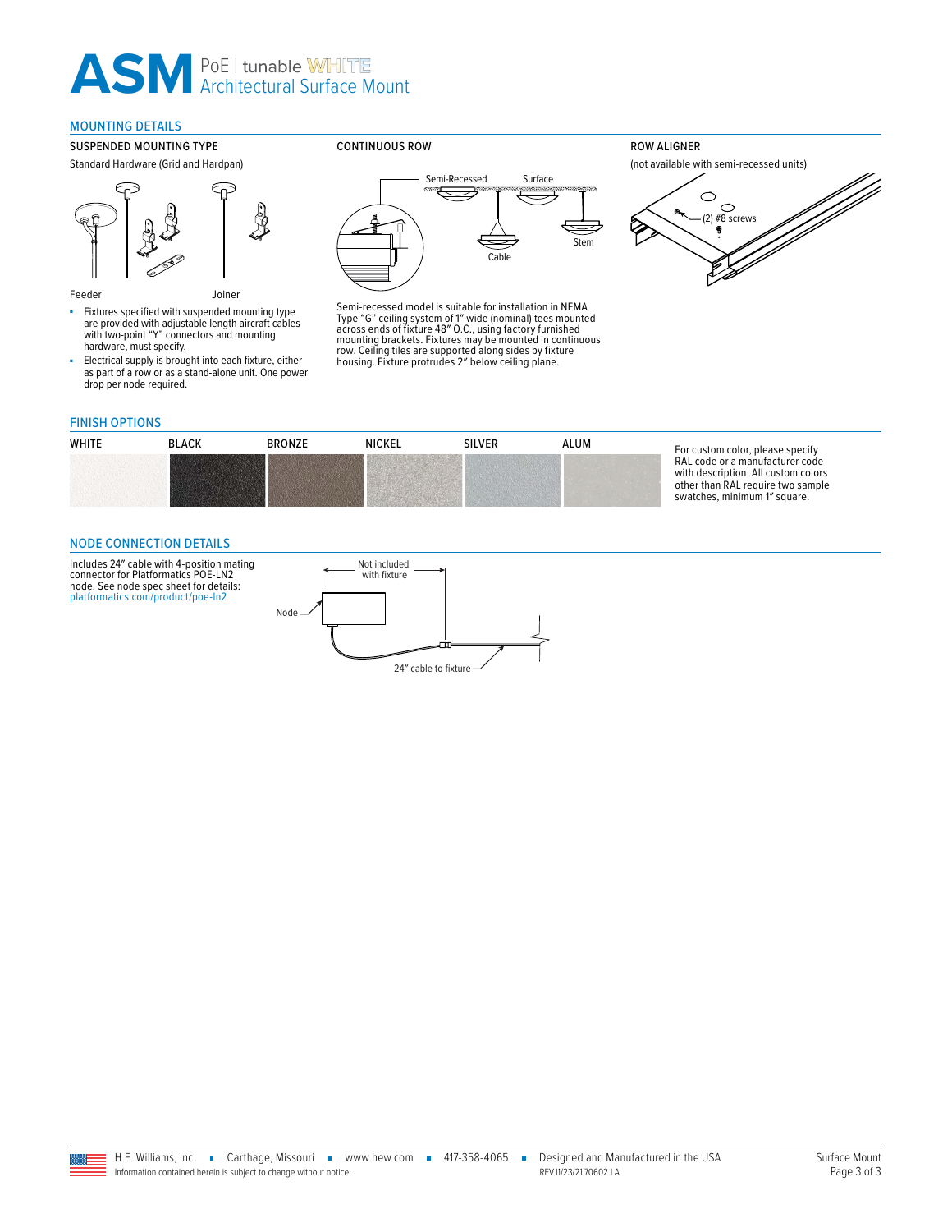# ASM PoE | tunable WHITE Architectural Surface Mount

## MOUNTING DETAILS

### SUSPENDED MOUNTING TYPE

Standard Hardware (Grid and Hardpan)

Feeder

Joiner

- Fixtures specified with suspended mounting type are provided with adjustable length aircraft cables with two-point "Y" connectors and mounting hardware, must specify.
- Electrical supply is brought into each fixture, either as part of a row or as a stand-alone unit. One power drop per node required.

### CONTINUOUS ROW

Semi-Recessed

Surface

Cable

Stem

Semi-recessed model is suitable for installation in NEMA Type "G" ceiling system of 1" wide (nominal) tees mounted across ends of fixture 48" O.C., using factory furnished mounting brackets. Fixtures may be mounted in continuous row. Ceiling tiles are supported along sides by fixture housing. Fixture protrudes 2" below ceiling plane.

### ROW ALIGNER

(not available with semi-recessed units)

(2) #8 screws

## FINISH OPTIONS

WHITE

BLACK

BRONZE

NICKEL

SILVER

ALUM

For custom color, please specify RAL code or a manufacturer code with description. All custom colors other than RAL require two sample swatches, minimum 1" square.

## NODE CONNECTION DETAILS

Includes 24" cable with 4-position mating connector for Platformatics POE-LN2 node. See node spec sheet for details: platformatics.com/product/poe-ln2

Not included with fixture

Node

24" cable to fixture

H.E. Williams, Inc. ▪ Carthage, Missouri ▪ www.hew.com ▪ 417-358-4065 ▪ Designed and Manufactured in the USA

Information contained herein is subject to change without notice.

REV.11/23/21.70602.LA